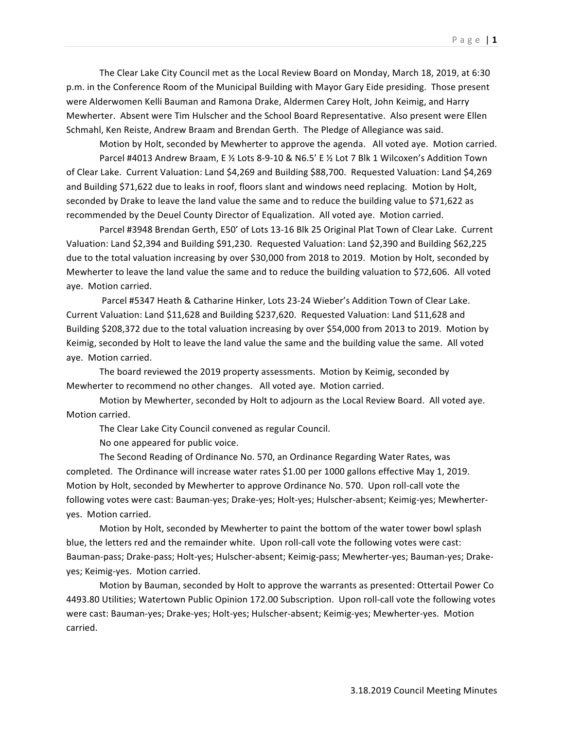The Clear Lake City Council met as the Local Review Board on Monday, March 18, 2019, at 6:30 p.m. in the Conference Room of the Municipal Building with Mayor Gary Eide presiding. Those present were Alderwomen Kelli Bauman and Ramona Drake, Aldermen Carey Holt, John Keimig, and Harry Mewherter. Absent were Tim Hulscher and the School Board Representative. Also present were Ellen Schmahl, Ken Reiste, Andrew Braam and Brendan Gerth. The Pledge of Allegiance was said.

Motion by Holt, seconded by Mewherter to approve the agenda. All voted aye. Motion carried.

Parcel #4013 Andrew Braam, E ½ Lots 8-9-10 & N6.5' E ½ Lot 7 Blk 1 Wilcoxen's Addition Town of Clear Lake. Current Valuation: Land $4,269 and Building $88,700. Requested Valuation: Land $4,269 and Building $71,622 due to leaks in roof, floors slant and windows need replacing. Motion by Holt, seconded by Drake to leave the land value the same and to reduce the building value to $71,622 as recommended by the Deuel County Director of Equalization. All voted aye. Motion carried.

Parcel #3948 Brendan Gerth, E50' of Lots 13-16 Blk 25 Original Plat Town of Clear Lake. Current Valuation: Land $2,394 and Building $91,230. Requested Valuation: Land $2,390 and Building $62,225 due to the total valuation increasing by over $30,000 from 2018 to 2019. Motion by Holt, seconded by Mewherter to leave the land value the same and to reduce the building valuation to $72,606. All voted aye. Motion carried.

Parcel #5347 Heath & Catharine Hinker, Lots 23-24 Wieber's Addition Town of Clear Lake. Current Valuation: Land $11,628 and Building $237,620. Requested Valuation: Land $11,628 and Building $208,372 due to the total valuation increasing by over $54,000 from 2013 to 2019. Motion by Keimig, seconded by Holt to leave the land value the same and the building value the same. All voted aye. Motion carried.

The board reviewed the 2019 property assessments. Motion by Keimig, seconded by Mewherter to recommend no other changes. All voted aye. Motion carried.

Motion by Mewherter, seconded by Holt to adjourn as the Local Review Board. All voted aye. Motion carried.

The Clear Lake City Council convened as regular Council.

No one appeared for public voice.

The Second Reading of Ordinance No. 570, an Ordinance Regarding Water Rates, was completed. The Ordinance will increase water rates $1.00 per 1000 gallons effective May 1, 2019. Motion by Holt, seconded by Mewherter to approve Ordinance No. 570. Upon roll-call vote the following votes were cast: Bauman-yes; Drake-yes; Holt-yes; Hulscher-absent; Keimig-yes; Mewherter-yes. Motion carried.

Motion by Holt, seconded by Mewherter to paint the bottom of the water tower bowl splash blue, the letters red and the remainder white. Upon roll-call vote the following votes were cast: Bauman-pass; Drake-pass; Holt-yes; Hulscher-absent; Keimig-pass; Mewherter-yes; Bauman-yes; Drake-yes; Keimig-yes. Motion carried.

Motion by Bauman, seconded by Holt to approve the warrants as presented: Ottertail Power Co 4493.80 Utilities; Watertown Public Opinion 172.00 Subscription. Upon roll-call vote the following votes were cast: Bauman-yes; Drake-yes; Holt-yes; Hulscher-absent; Keimig-yes; Mewherter-yes. Motion carried.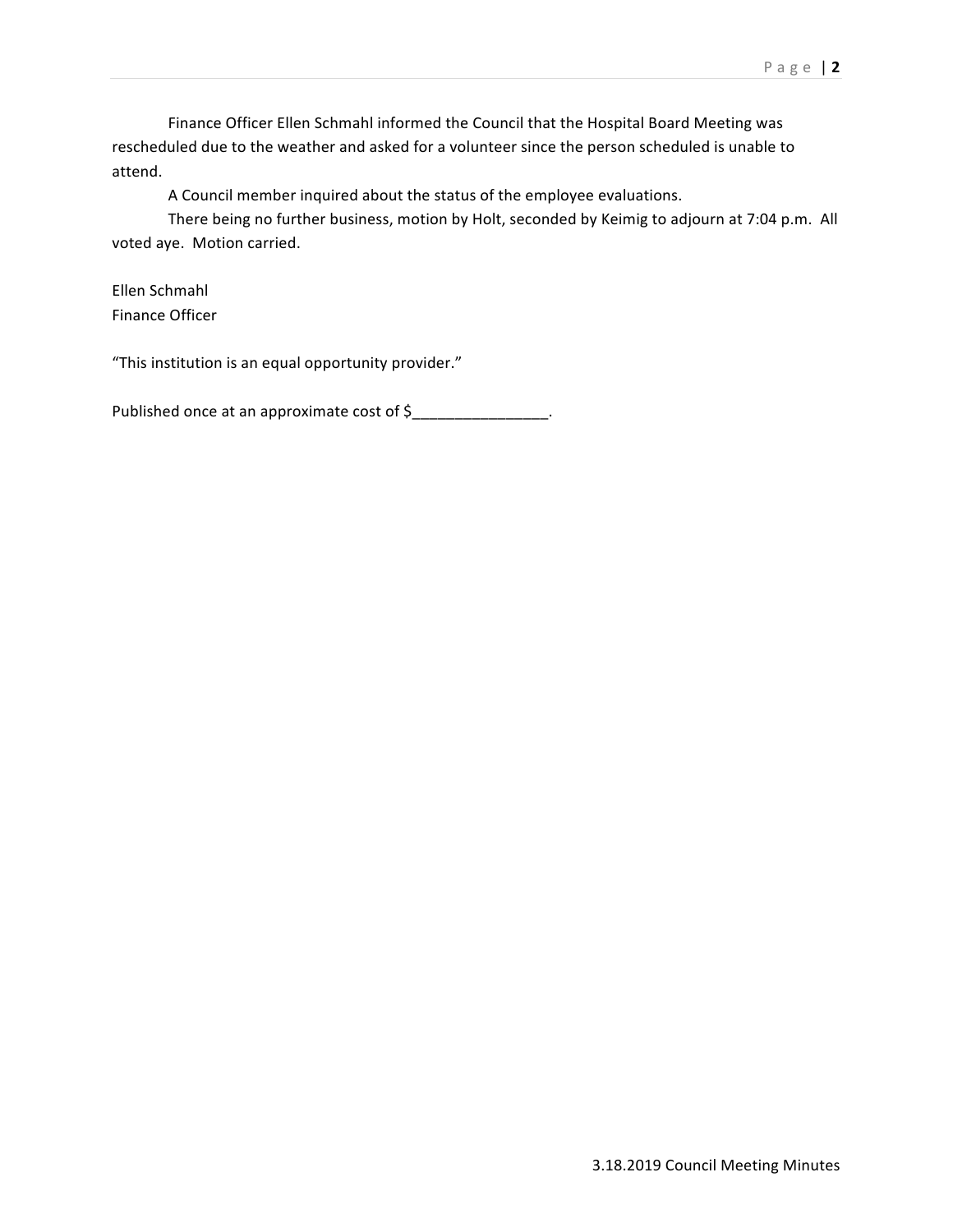Finance Officer Ellen Schmahl informed the Council that the Hospital Board Meeting was rescheduled due to the weather and asked for a volunteer since the person scheduled is unable to attend.

A Council member inquired about the status of the employee evaluations.

There being no further business, motion by Holt, seconded by Keimig to adjourn at 7:04 p.m. All voted aye. Motion carried.

Ellen Schmahl
Finance Officer

"This institution is an equal opportunity provider."

Published once at an approximate cost of $________________.